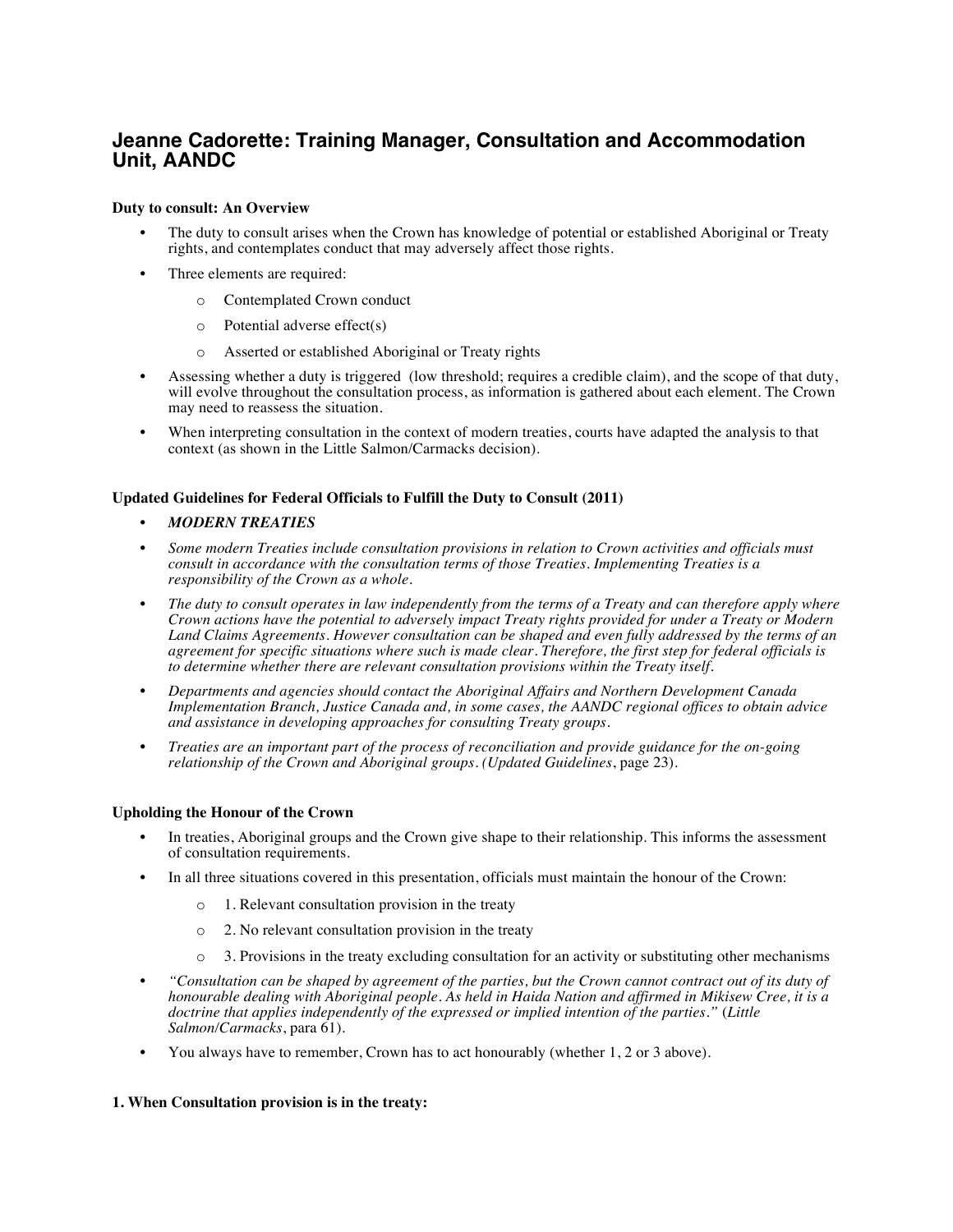# Jeanne Cadorette: Training Manager, Consultation and Accommodation Unit, AANDC

**Duty to consult: An Overview**

- The duty to consult arises when the Crown has knowledge of potential or established Aboriginal or Treaty rights, and contemplates conduct that may adversely affect those rights.
- Three elements are required:
  - Contemplated Crown conduct
  - Potential adverse effect(s)
  - Asserted or established Aboriginal or Treaty rights
- Assessing whether a duty is triggered (low threshold; requires a credible claim), and the scope of that duty, will evolve throughout the consultation process, as information is gathered about each element. The Crown may need to reassess the situation.
- When interpreting consultation in the context of modern treaties, courts have adapted the analysis to that context (as shown in the Little Salmon/Carmacks decision).

**Updated Guidelines for Federal Officials to Fulfill the Duty to Consult (2011)**

- ***MODERN TREATIES***
- *Some modern Treaties include consultation provisions in relation to Crown activities and officials must consult in accordance with the consultation terms of those Treaties. Implementing Treaties is a responsibility of the Crown as a whole.*
- *The duty to consult operates in law independently from the terms of a Treaty and can therefore apply where Crown actions have the potential to adversely impact Treaty rights provided for under a Treaty or Modern Land Claims Agreements. However consultation can be shaped and even fully addressed by the terms of an agreement for specific situations where such is made clear. Therefore, the first step for federal officials is to determine whether there are relevant consultation provisions within the Treaty itself.*
- *Departments and agencies should contact the Aboriginal Affairs and Northern Development Canada Implementation Branch, Justice Canada and, in some cases, the AANDC regional offices to obtain advice and assistance in developing approaches for consulting Treaty groups.*
- *Treaties are an important part of the process of reconciliation and provide guidance for the on-going relationship of the Crown and Aboriginal groups. (Updated Guidelines, page 23).*

**Upholding the Honour of the Crown**

- In treaties, Aboriginal groups and the Crown give shape to their relationship. This informs the assessment of consultation requirements.
- In all three situations covered in this presentation, officials must maintain the honour of the Crown:
  - 1. Relevant consultation provision in the treaty
  - 2. No relevant consultation provision in the treaty
  - 3. Provisions in the treaty excluding consultation for an activity or substituting other mechanisms
- *"Consultation can be shaped by agreement of the parties, but the Crown cannot contract out of its duty of honourable dealing with Aboriginal people. As held in Haida Nation and affirmed in Mikisew Cree, it is a doctrine that applies independently of the expressed or implied intention of the parties."* (*Little Salmon/Carmacks*, para 61).
- You always have to remember, Crown has to act honourably (whether 1, 2 or 3 above).

**1. When Consultation provision is in the treaty:**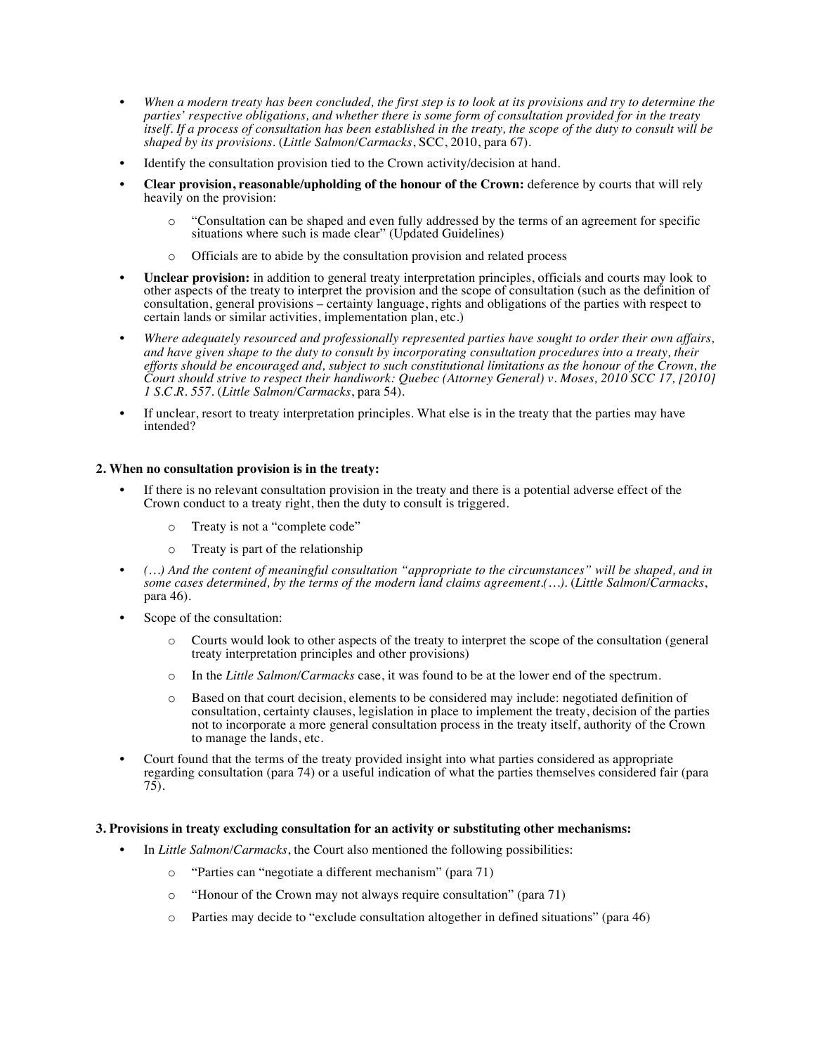- *When a modern treaty has been concluded, the first step is to look at its provisions and try to determine the parties' respective obligations, and whether there is some form of consultation provided for in the treaty itself. If a process of consultation has been established in the treaty, the scope of the duty to consult will be shaped by its provisions.* (*Little Salmon/Carmacks*, SCC, 2010, para 67).
- Identify the consultation provision tied to the Crown activity/decision at hand.
- **Clear provision, reasonable/upholding of the honour of the Crown:** deference by courts that will rely heavily on the provision:
  - "Consultation can be shaped and even fully addressed by the terms of an agreement for specific situations where such is made clear" (Updated Guidelines)
  - Officials are to abide by the consultation provision and related process
- **Unclear provision:** in addition to general treaty interpretation principles, officials and courts may look to other aspects of the treaty to interpret the provision and the scope of consultation (such as the definition of consultation, general provisions – certainty language, rights and obligations of the parties with respect to certain lands or similar activities, implementation plan, etc.)
- *Where adequately resourced and professionally represented parties have sought to order their own affairs, and have given shape to the duty to consult by incorporating consultation procedures into a treaty, their efforts should be encouraged and, subject to such constitutional limitations as the honour of the Crown, the Court should strive to respect their handiwork: Quebec (Attorney General) v. Moses, 2010 SCC 17, [2010] 1 S.C.R. 557.* (*Little Salmon/Carmacks*, para 54).
- If unclear, resort to treaty interpretation principles. What else is in the treaty that the parties may have intended?

**2. When no consultation provision is in the treaty:**

- If there is no relevant consultation provision in the treaty and there is a potential adverse effect of the Crown conduct to a treaty right, then the duty to consult is triggered.
  - Treaty is not a "complete code"
  - Treaty is part of the relationship
- *(…) And the content of meaningful consultation "appropriate to the circumstances" will be shaped, and in some cases determined, by the terms of the modern land claims agreement.(…).* (*Little Salmon/Carmacks*, para 46).
- Scope of the consultation:
  - Courts would look to other aspects of the treaty to interpret the scope of the consultation (general treaty interpretation principles and other provisions)
  - In the *Little Salmon/Carmacks* case, it was found to be at the lower end of the spectrum.
  - Based on that court decision, elements to be considered may include: negotiated definition of consultation, certainty clauses, legislation in place to implement the treaty, decision of the parties not to incorporate a more general consultation process in the treaty itself, authority of the Crown to manage the lands, etc.
- Court found that the terms of the treaty provided insight into what parties considered as appropriate regarding consultation (para 74) or a useful indication of what the parties themselves considered fair (para 75).

**3. Provisions in treaty excluding consultation for an activity or substituting other mechanisms:**

- In *Little Salmon/Carmacks*, the Court also mentioned the following possibilities:
  - "Parties can "negotiate a different mechanism" (para 71)
  - "Honour of the Crown may not always require consultation" (para 71)
  - Parties may decide to "exclude consultation altogether in defined situations" (para 46)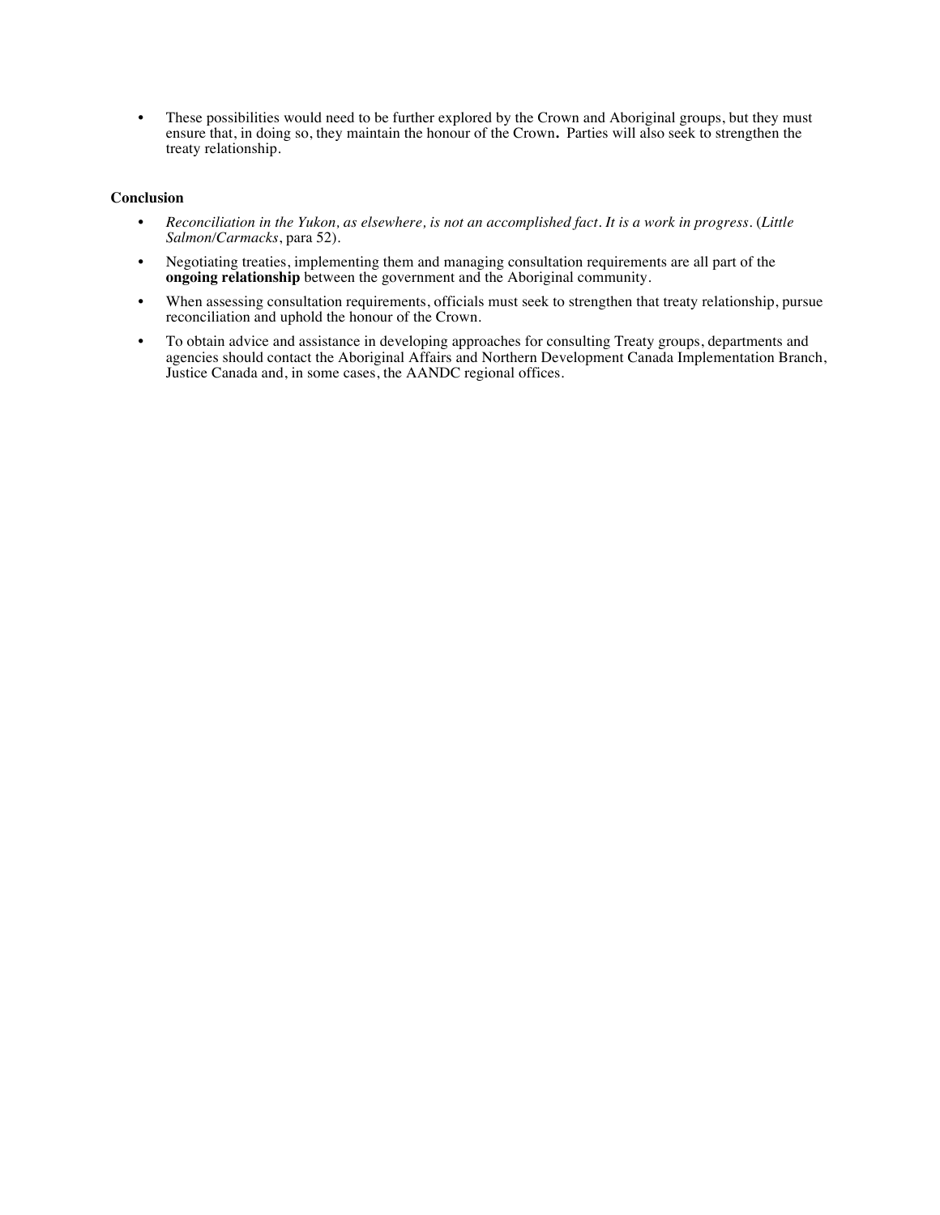- These possibilities would need to be further explored by the Crown and Aboriginal groups, but they must ensure that, in doing so, they maintain the honour of the Crown**.** Parties will also seek to strengthen the treaty relationship.

**Conclusion**

- *Reconciliation in the Yukon, as elsewhere, is not an accomplished fact. It is a work in progress.* (*Little Salmon/Carmacks*, para 52).
- Negotiating treaties, implementing them and managing consultation requirements are all part of the **ongoing relationship** between the government and the Aboriginal community.
- When assessing consultation requirements, officials must seek to strengthen that treaty relationship, pursue reconciliation and uphold the honour of the Crown.
- To obtain advice and assistance in developing approaches for consulting Treaty groups, departments and agencies should contact the Aboriginal Affairs and Northern Development Canada Implementation Branch, Justice Canada and, in some cases, the AANDC regional offices.